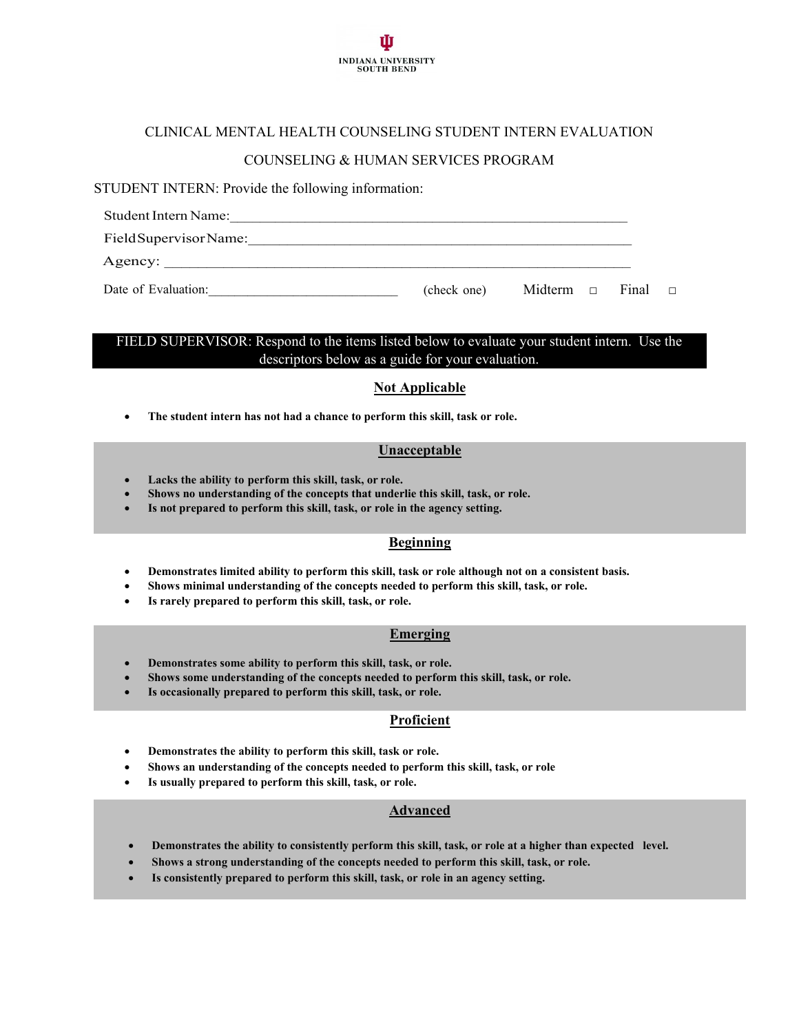INDIANA UNIVERSITY
SOUTH BEND

# CLINICAL MENTAL HEALTH COUNSELING STUDENT INTERN EVALUATION

## COUNSELING & HUMAN SERVICES PROGRAM

STUDENT INTERN: Provide the following information:

Student Intern Name:_______________________________________________________

Field Supervisor Name:_____________________________________________________

Agency: ________________________________________________________________

Date of Evaluation:___________________________ (check one) Midterm □ Final □

**FIELD SUPERVISOR: Respond to the items listed below to evaluate your student intern. Use the descriptors below as a guide for your evaluation.**

### Not Applicable

- **The student intern has not had a chance to perform this skill, task or role.**

### Unacceptable

- **Lacks the ability to perform this skill, task, or role.**
- **Shows no understanding of the concepts that underlie this skill, task, or role.**
- **Is not prepared to perform this skill, task, or role in the agency setting.**

### Beginning

- **Demonstrates limited ability to perform this skill, task or role although not on a consistent basis.**
- **Shows minimal understanding of the concepts needed to perform this skill, task, or role.**
- **Is rarely prepared to perform this skill, task, or role.**

### Emerging

- **Demonstrates some ability to perform this skill, task, or role.**
- **Shows some understanding of the concepts needed to perform this skill, task, or role.**
- **Is occasionally prepared to perform this skill, task, or role.**

### Proficient

- **Demonstrates the ability to perform this skill, task or role.**
- **Shows an understanding of the concepts needed to perform this skill, task, or role**
- **Is usually prepared to perform this skill, task, or role.**

### Advanced

- **Demonstrates the ability to consistently perform this skill, task, or role at a higher than expected level.**
- **Shows a strong understanding of the concepts needed to perform this skill, task, or role.**
- **Is consistently prepared to perform this skill, task, or role in an agency setting.**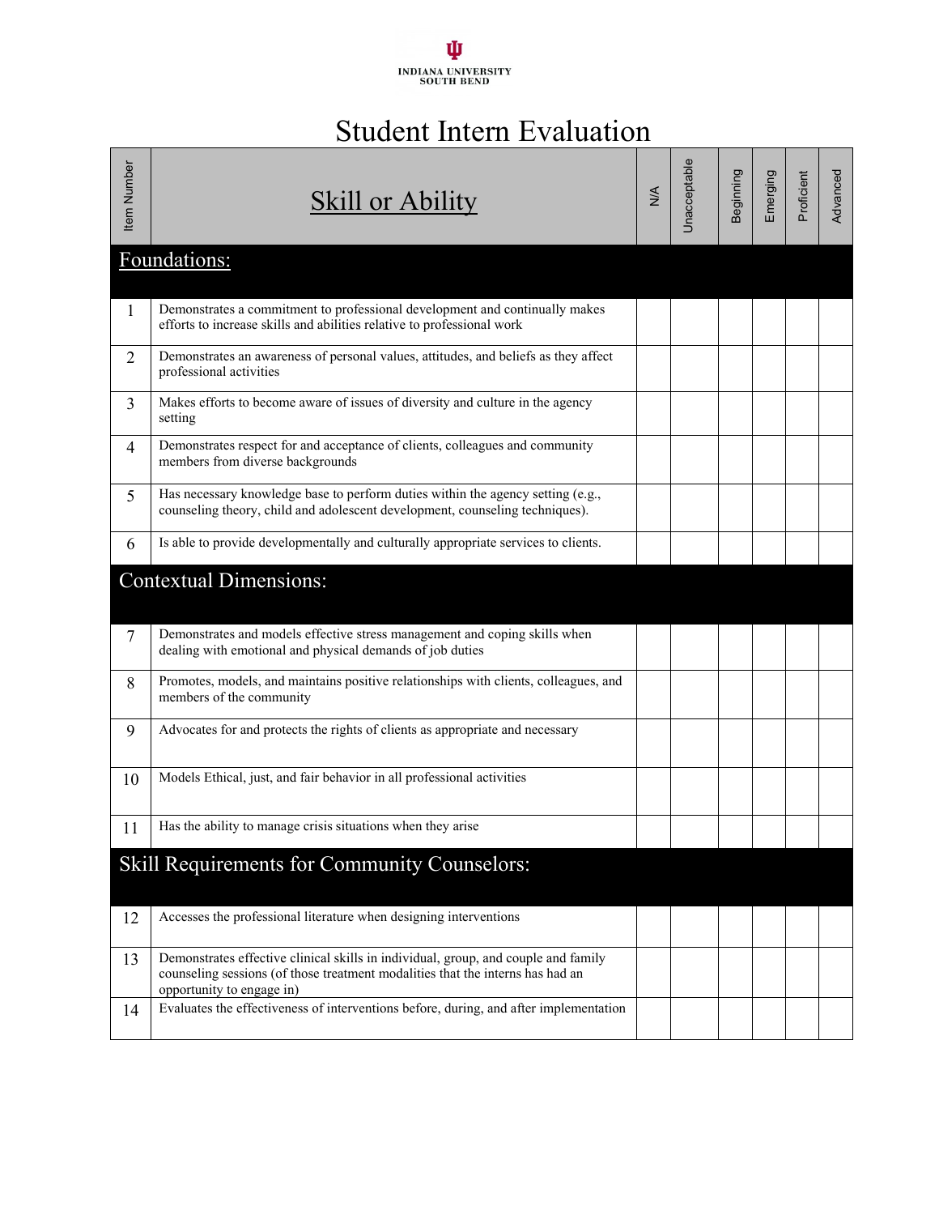INDIANA UNIVERSITY
SOUTH BEND

# Student Intern Evaluation

| Item Number | Skill or Ability | N/A | Unacceptable | Beginning | Emerging | Proficient | Advanced |
|---|---|---|---|---|---|---|---|
| **Foundations:** | | | | | | | |
| 1 | Demonstrates a commitment to professional development and continually makes efforts to increase skills and abilities relative to professional work | | | | | | |
| 2 | Demonstrates an awareness of personal values, attitudes, and beliefs as they affect professional activities | | | | | | |
| 3 | Makes efforts to become aware of issues of diversity and culture in the agency setting | | | | | | |
| 4 | Demonstrates respect for and acceptance of clients, colleagues and community members from diverse backgrounds | | | | | | |
| 5 | Has necessary knowledge base to perform duties within the agency setting (e.g., counseling theory, child and adolescent development, counseling techniques). | | | | | | |
| 6 | Is able to provide developmentally and culturally appropriate services to clients. | | | | | | |
| **Contextual Dimensions:** | | | | | | | |
| 7 | Demonstrates and models effective stress management and coping skills when dealing with emotional and physical demands of job duties | | | | | | |
| 8 | Promotes, models, and maintains positive relationships with clients, colleagues, and members of the community | | | | | | |
| 9 | Advocates for and protects the rights of clients as appropriate and necessary | | | | | | |
| 10 | Models Ethical, just, and fair behavior in all professional activities | | | | | | |
| 11 | Has the ability to manage crisis situations when they arise | | | | | | |
| **Skill Requirements for Community Counselors:** | | | | | | | |
| 12 | Accesses the professional literature when designing interventions | | | | | | |
| 13 | Demonstrates effective clinical skills in individual, group, and couple and family counseling sessions (of those treatment modalities that the interns has had an opportunity to engage in) | | | | | | |
| 14 | Evaluates the effectiveness of interventions before, during, and after implementation | | | | | | |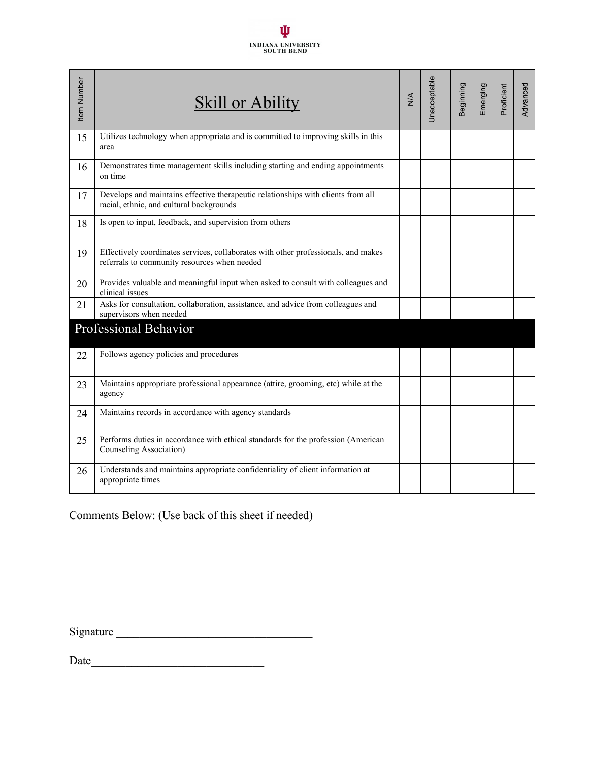INDIANA UNIVERSITY SOUTH BEND

| Item Number | Skill or Ability | N/A | Unacceptable | Beginning | Emerging | Proficient | Advanced |
|---|---|---|---|---|---|---|---|
| 15 | Utilizes technology when appropriate and is committed to improving skills in this area | | | | | | |
| 16 | Demonstrates time management skills including starting and ending appointments on time | | | | | | |
| 17 | Develops and maintains effective therapeutic relationships with clients from all racial, ethnic, and cultural backgrounds | | | | | | |
| 18 | Is open to input, feedback, and supervision from others | | | | | | |
| 19 | Effectively coordinates services, collaborates with other professionals, and makes referrals to community resources when needed | | | | | | |
| 20 | Provides valuable and meaningful input when asked to consult with colleagues and clinical issues | | | | | | |
| 21 | Asks for consultation, collaboration, assistance, and advice from colleagues and supervisors when needed | | | | | | |
| **Professional Behavior** | | | | | | | |
| 22 | Follows agency policies and procedures | | | | | | |
| 23 | Maintains appropriate professional appearance (attire, grooming, etc) while at the agency | | | | | | |
| 24 | Maintains records in accordance with agency standards | | | | | | |
| 25 | Performs duties in accordance with ethical standards for the profession (American Counseling Association) | | | | | | |
| 26 | Understands and maintains appropriate confidentiality of client information at appropriate times | | | | | | |

Comments Below: (Use back of this sheet if needed)

Signature ___________________________________

Date_______________________________